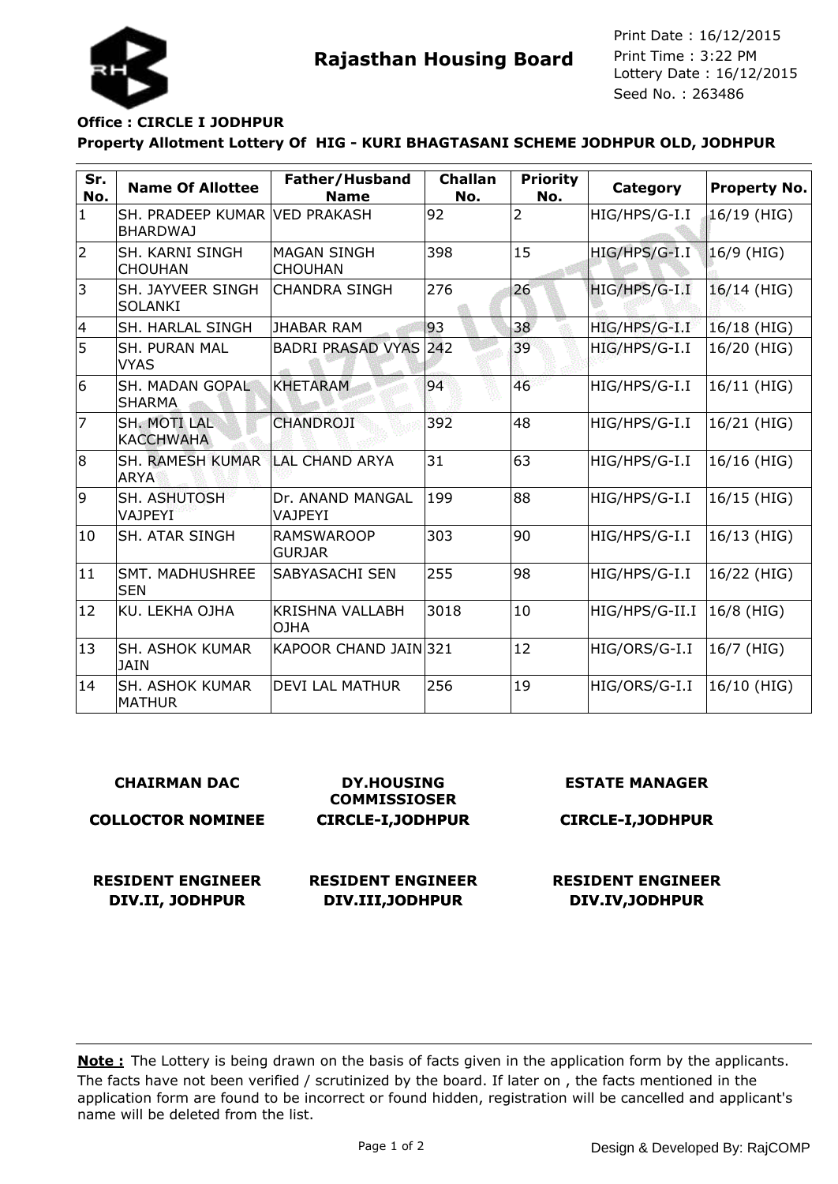# Rajasthan Housing Board

Print Date : 16/12/2015
Print Time : 3:22 PM
Lottery Date : 16/12/2015
Seed No. : 263486

**Office : CIRCLE I JODHPUR**

**Property Allotment Lottery Of HIG - KURI BHAGTASANI SCHEME JODHPUR OLD, JODHPUR**

| Sr. No. | Name Of Allottee | Father/Husband Name | Challan No. | Priority No. | Category | Property No. |
|---|---|---|---|---|---|---|
| 1 | SH. PRADEEP KUMAR BHARDWAJ | VED PRAKASH | 92 | 2 | HIG/HPS/G-I.I | 16/19 (HIG) |
| 2 | SH. KARNI SINGH CHOUHAN | MAGAN SINGH CHOUHAN | 398 | 15 | HIG/HPS/G-I.I | 16/9 (HIG) |
| 3 | SH. JAYVEER SINGH SOLANKI | CHANDRA SINGH | 276 | 26 | HIG/HPS/G-I.I | 16/14 (HIG) |
| 4 | SH. HARLAL SINGH | JHABAR RAM | 93 | 38 | HIG/HPS/G-I.I | 16/18 (HIG) |
| 5 | SH. PURAN MAL VYAS | BADRI PRASAD VYAS | 242 | 39 | HIG/HPS/G-I.I | 16/20 (HIG) |
| 6 | SH. MADAN GOPAL SHARMA | KHETARAM | 94 | 46 | HIG/HPS/G-I.I | 16/11 (HIG) |
| 7 | SH. MOTI LAL KACCHWAHA | CHANDROJI | 392 | 48 | HIG/HPS/G-I.I | 16/21 (HIG) |
| 8 | SH. RAMESH KUMAR ARYA | LAL CHAND ARYA | 31 | 63 | HIG/HPS/G-I.I | 16/16 (HIG) |
| 9 | SH. ASHUTOSH VAJPEYI | Dr. ANAND MANGAL VAJPEYI | 199 | 88 | HIG/HPS/G-I.I | 16/15 (HIG) |
| 10 | SH. ATAR SINGH | RAMSWAROOP GURJAR | 303 | 90 | HIG/HPS/G-I.I | 16/13 (HIG) |
| 11 | SMT. MADHUSHREE SEN | SABYASACHI SEN | 255 | 98 | HIG/HPS/G-I.I | 16/22 (HIG) |
| 12 | KU. LEKHA OJHA | KRISHNA VALLABH OJHA | 3018 | 10 | HIG/HPS/G-II.I | 16/8 (HIG) |
| 13 | SH. ASHOK KUMAR JAIN | KAPOOR CHAND JAIN | 321 | 12 | HIG/ORS/G-I.I | 16/7 (HIG) |
| 14 | SH. ASHOK KUMAR MATHUR | DEVI LAL MATHUR | 256 | 19 | HIG/ORS/G-I.I | 16/10 (HIG) |

**CHAIRMAN DAC**
**COLLOCTOR NOMINEE**

**DY.HOUSING COMMISSIOSER**
**CIRCLE-I,JODHPUR**

**ESTATE MANAGER**
**CIRCLE-I,JODHPUR**

**RESIDENT ENGINEER**
**DIV.II, JODHPUR**

**RESIDENT ENGINEER**
**DIV.III,JODHPUR**

**RESIDENT ENGINEER**
**DIV.IV,JODHPUR**

**Note :** The Lottery is being drawn on the basis of facts given in the application form by the applicants. The facts have not been verified / scrutinized by the board. If later on , the facts mentioned in the application form are found to be incorrect or found hidden, registration will be cancelled and applicant's name will be deleted from the list.

Design & Developed By: RajCOMP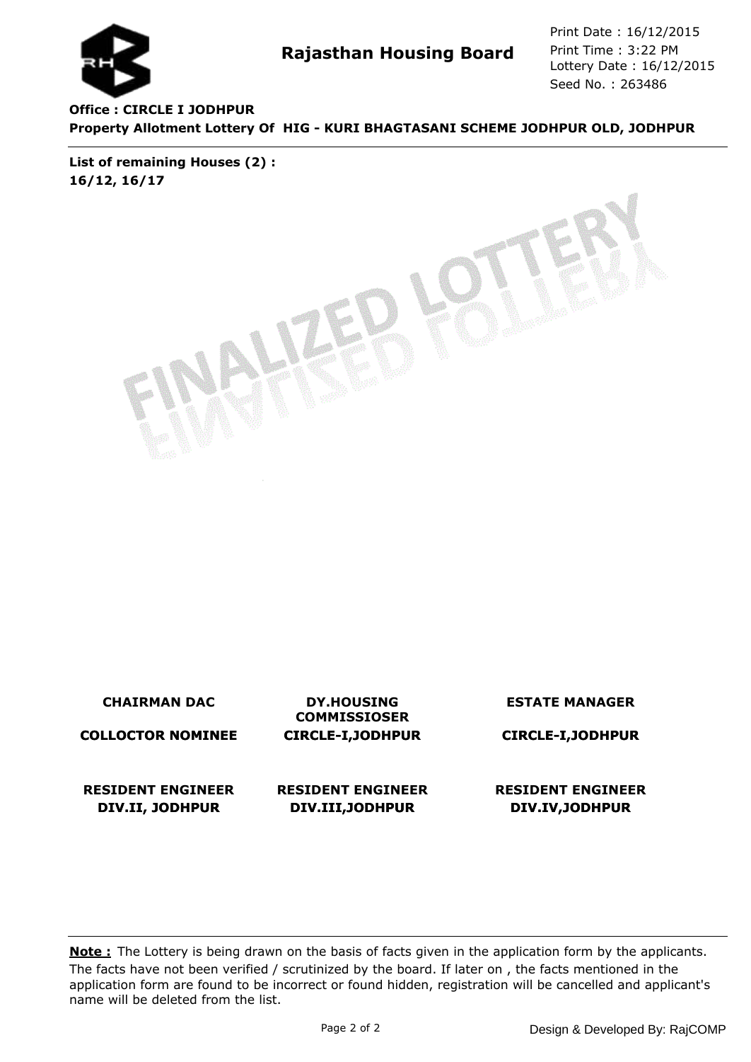**Rajasthan Housing Board**

Print Date : 16/12/2015
Print Time : 3:22 PM
Lottery Date : 16/12/2015
Seed No. : 263486

**Office : CIRCLE I JODHPUR**
**Property Allotment Lottery Of HIG - KURI BHAGTASANI SCHEME JODHPUR OLD, JODHPUR**

**List of remaining Houses (2) :**
**16/12, 16/17**

FINALIZED LOTTERY

| | | |
|---|---|---|
| **CHAIRMAN DAC** | **DY.HOUSING COMMISSIOSER** | **ESTATE MANAGER** |
| **COLLOCTOR NOMINEE** | **CIRCLE-I,JODHPUR** | **CIRCLE-I,JODHPUR** |
| **RESIDENT ENGINEER DIV.II, JODHPUR** | **RESIDENT ENGINEER DIV.III,JODHPUR** | **RESIDENT ENGINEER DIV.IV,JODHPUR** |

**Note :** The Lottery is being drawn on the basis of facts given in the application form by the applicants. The facts have not been verified / scrutinized by the board. If later on , the facts mentioned in the application form are found to be incorrect or found hidden, registration will be cancelled and applicant's name will be deleted from the list.

Design & Developed By: RajCOMP